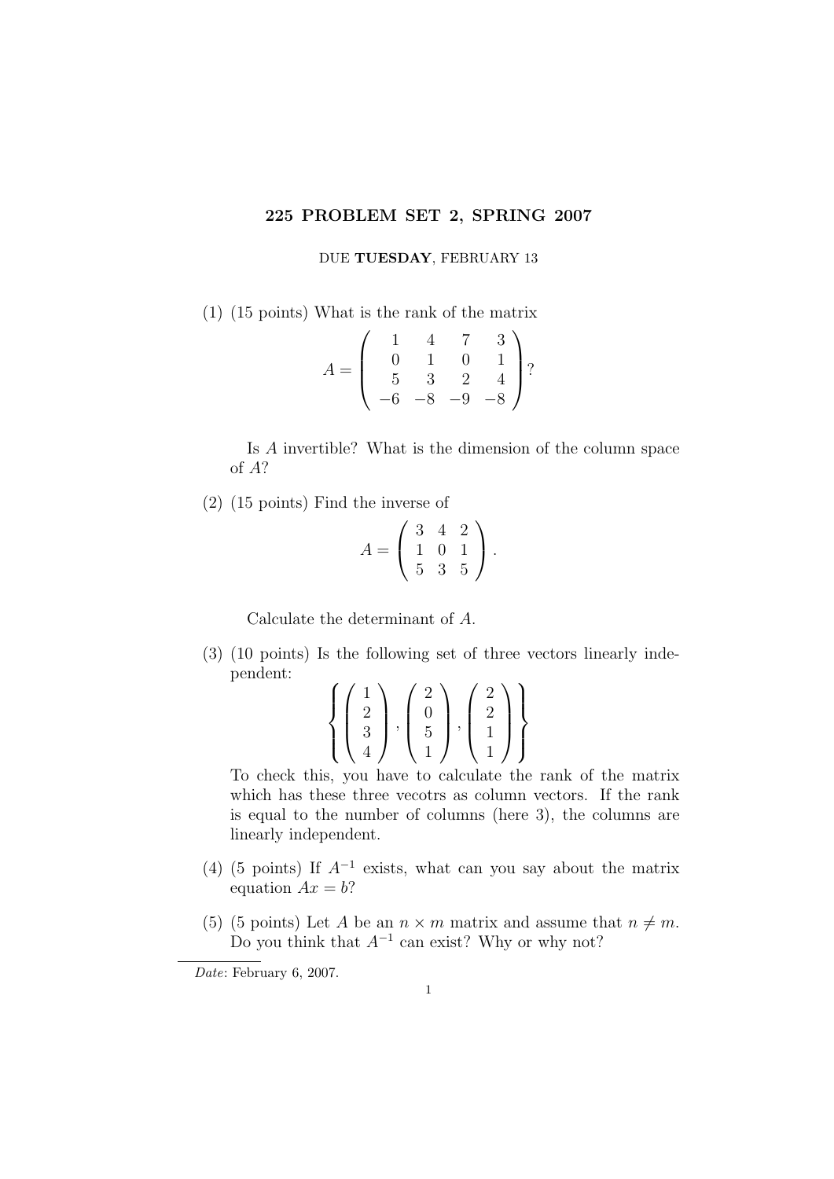# 225 PROBLEM SET 2, SPRING 2007

DUE **TUESDAY**, FEBRUARY 13

(1) (15 points) What is the rank of the matrix

$$A = \begin{pmatrix} 1 & 4 & 7 & 3 \\ 0 & 1 & 0 & 1 \\ 5 & 3 & 2 & 4 \\ -6 & -8 & -9 & -8 \end{pmatrix}?$$

Is $A$ invertible? What is the dimension of the column space of $A$?

(2) (15 points) Find the inverse of

$$A = \begin{pmatrix} 3 & 4 & 2 \\ 1 & 0 & 1 \\ 5 & 3 & 5 \end{pmatrix}.$$

Calculate the determinant of $A$.

(3) (10 points) Is the following set of three vectors linearly independent:

$$\left\{ \begin{pmatrix} 1 \\ 2 \\ 3 \\ 4 \end{pmatrix}, \begin{pmatrix} 2 \\ 0 \\ 5 \\ 1 \end{pmatrix}, \begin{pmatrix} 2 \\ 2 \\ 1 \\ 1 \end{pmatrix} \right\}$$

To check this, you have to calculate the rank of the matrix which has these three vecotrs as column vectors. If the rank is equal to the number of columns (here 3), the columns are linearly independent.

(4) (5 points) If $A^{-1}$ exists, what can you say about the matrix equation $Ax = b$?

(5) (5 points) Let $A$ be an $n \times m$ matrix and assume that $n \neq m$. Do you think that $A^{-1}$ can exist? Why or why not?

*Date*: February 6, 2007.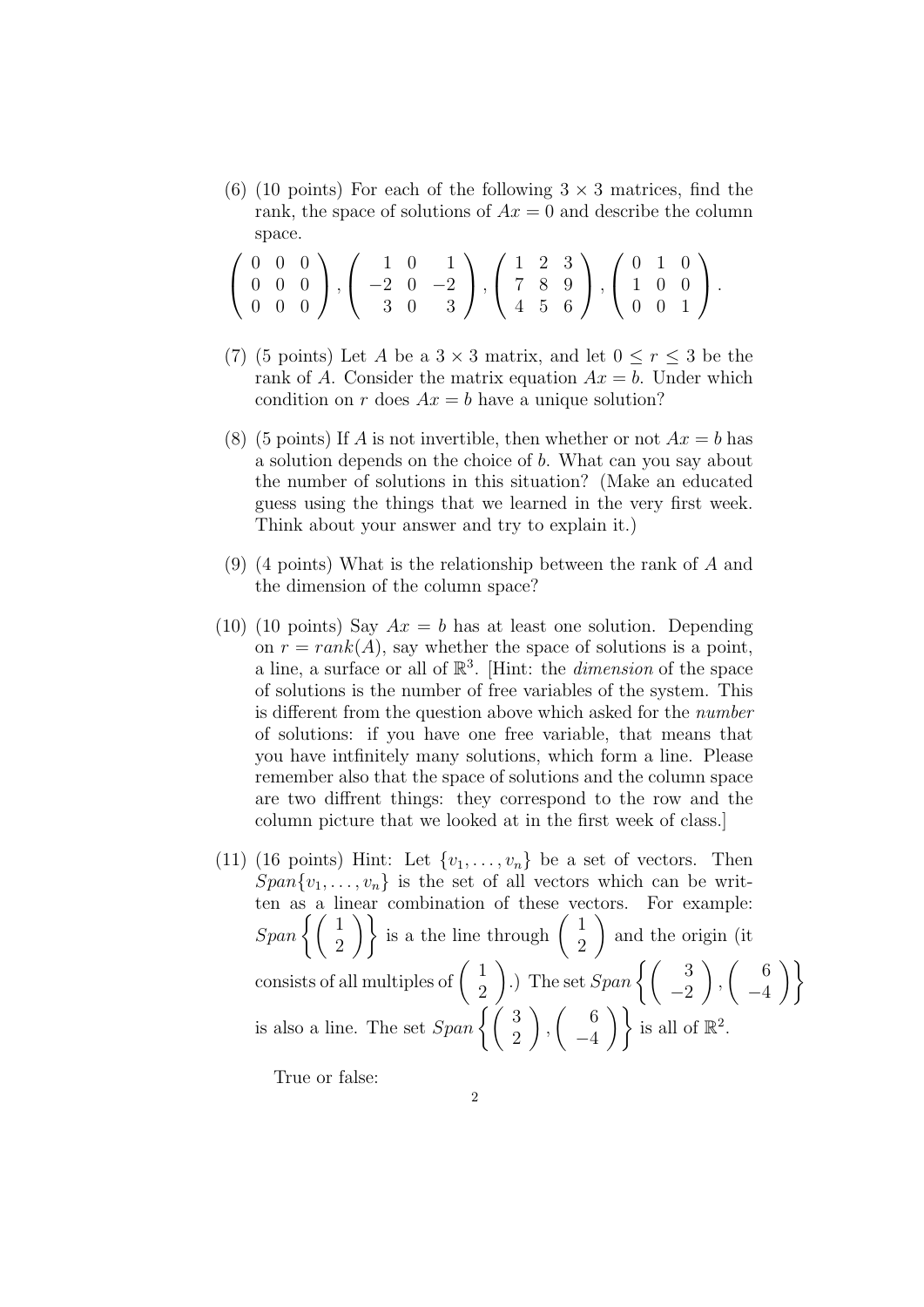(6) (10 points) For each of the following $3 \times 3$ matrices, find the rank, the space of solutions of $Ax = 0$ and describe the column space.

$$\begin{pmatrix} 0 & 0 & 0 \\ 0 & 0 & 0 \\ 0 & 0 & 0 \end{pmatrix}, \begin{pmatrix} 1 & 0 & 1 \\ -2 & 0 & -2 \\ 3 & 0 & 3 \end{pmatrix}, \begin{pmatrix} 1 & 2 & 3 \\ 7 & 8 & 9 \\ 4 & 5 & 6 \end{pmatrix}, \begin{pmatrix} 0 & 1 & 0 \\ 1 & 0 & 0 \\ 0 & 0 & 1 \end{pmatrix}.$$

(7) (5 points) Let $A$ be a $3 \times 3$ matrix, and let $0 \leq r \leq 3$ be the rank of $A$. Consider the matrix equation $Ax = b$. Under which condition on $r$ does $Ax = b$ have a unique solution?

(8) (5 points) If $A$ is not invertible, then whether or not $Ax = b$ has a solution depends on the choice of $b$. What can you say about the number of solutions in this situation? (Make an educated guess using the things that we learned in the very first week. Think about your answer and try to explain it.)

(9) (4 points) What is the relationship between the rank of $A$ and the dimension of the column space?

(10) (10 points) Say $Ax = b$ has at least one solution. Depending on $r = rank(A)$, say whether the space of solutions is a point, a line, a surface or all of $\mathbb{R}^3$. [Hint: the *dimension* of the space of solutions is the number of free variables of the system. This is different from the question above which asked for the *number* of solutions: if you have one free variable, that means that you have intfinitely many solutions, which form a line. Please remember also that the space of solutions and the column space are two diffrent things: they correspond to the row and the column picture that we looked at in the first week of class.]

(11) (16 points) Hint: Let $\{v_1, \ldots, v_n\}$ be a set of vectors. Then $Span\{v_1, \ldots, v_n\}$ is the set of all vectors which can be written as a linear combination of these vectors. For example: $Span\left\{\begin{pmatrix} 1 \\ 2 \end{pmatrix}\right\}$ is a the line through $\begin{pmatrix} 1 \\ 2 \end{pmatrix}$ and the origin (it consists of all multiples of $\begin{pmatrix} 1 \\ 2 \end{pmatrix}$.) The set $Span\left\{\begin{pmatrix} 3 \\ -2 \end{pmatrix}, \begin{pmatrix} 6 \\ -4 \end{pmatrix}\right\}$ is also a line. The set $Span\left\{\begin{pmatrix} 3 \\ 2 \end{pmatrix}, \begin{pmatrix} 6 \\ -4 \end{pmatrix}\right\}$ is all of $\mathbb{R}^2$.

True or false: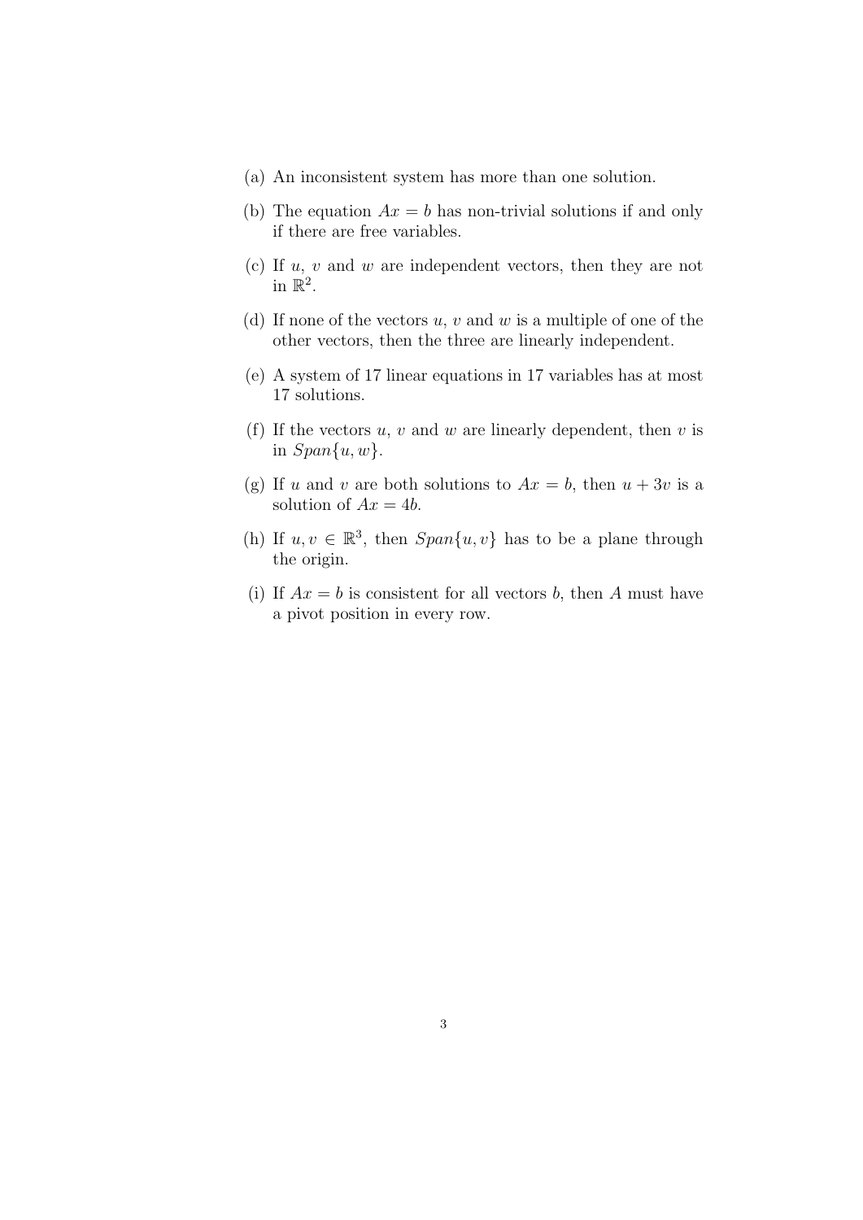(a) An inconsistent system has more than one solution.

(b) The equation $Ax = b$ has non-trivial solutions if and only if there are free variables.

(c) If $u$, $v$ and $w$ are independent vectors, then they are not in $\mathbb{R}^2$.

(d) If none of the vectors $u$, $v$ and $w$ is a multiple of one of the other vectors, then the three are linearly independent.

(e) A system of 17 linear equations in 17 variables has at most 17 solutions.

(f) If the vectors $u$, $v$ and $w$ are linearly dependent, then $v$ is in $Span\{u, w\}$.

(g) If $u$ and $v$ are both solutions to $Ax = b$, then $u + 3v$ is a solution of $Ax = 4b$.

(h) If $u, v \in \mathbb{R}^3$, then $Span\{u, v\}$ has to be a plane through the origin.

(i) If $Ax = b$ is consistent for all vectors $b$, then $A$ must have a pivot position in every row.